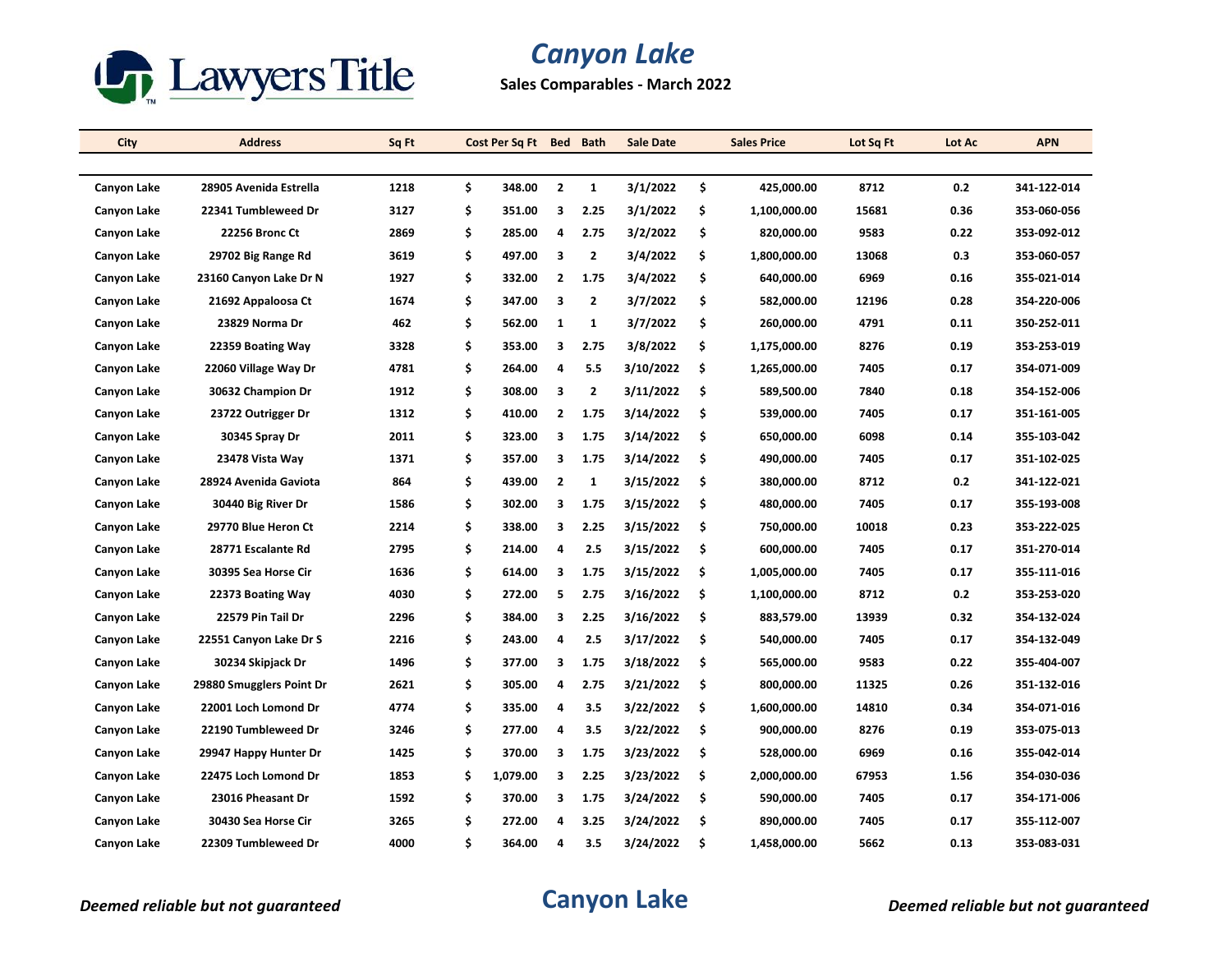Lawyers Title

# Canyon Lake

## Sales Comparables - March 2022

| City | Address | Sq Ft | Cost Per Sq Ft | Bed | Bath | Sale Date | Sales Price | Lot Sq Ft | Lot Ac | APN |
|---|---|---|---|---|---|---|---|---|---|---|
| Canyon Lake | 28905 Avenida Estrella | 1218 | $ 348.00 | 2 | 1 | 3/1/2022 | $ 425,000.00 | 8712 | 0.2 | 341-122-014 |
| Canyon Lake | 22341 Tumbleweed Dr | 3127 | $ 351.00 | 3 | 2.25 | 3/1/2022 | $ 1,100,000.00 | 15681 | 0.36 | 353-060-056 |
| Canyon Lake | 22256 Bronc Ct | 2869 | $ 285.00 | 4 | 2.75 | 3/2/2022 | $ 820,000.00 | 9583 | 0.22 | 353-092-012 |
| Canyon Lake | 29702 Big Range Rd | 3619 | $ 497.00 | 3 | 2 | 3/4/2022 | $ 1,800,000.00 | 13068 | 0.3 | 353-060-057 |
| Canyon Lake | 23160 Canyon Lake Dr N | 1927 | $ 332.00 | 2 | 1.75 | 3/4/2022 | $ 640,000.00 | 6969 | 0.16 | 355-021-014 |
| Canyon Lake | 21692 Appaloosa Ct | 1674 | $ 347.00 | 3 | 2 | 3/7/2022 | $ 582,000.00 | 12196 | 0.28 | 354-220-006 |
| Canyon Lake | 23829 Norma Dr | 462 | $ 562.00 | 1 | 1 | 3/7/2022 | $ 260,000.00 | 4791 | 0.11 | 350-252-011 |
| Canyon Lake | 22359 Boating Way | 3328 | $ 353.00 | 3 | 2.75 | 3/8/2022 | $ 1,175,000.00 | 8276 | 0.19 | 353-253-019 |
| Canyon Lake | 22060 Village Way Dr | 4781 | $ 264.00 | 4 | 5.5 | 3/10/2022 | $ 1,265,000.00 | 7405 | 0.17 | 354-071-009 |
| Canyon Lake | 30632 Champion Dr | 1912 | $ 308.00 | 3 | 2 | 3/11/2022 | $ 589,500.00 | 7840 | 0.18 | 354-152-006 |
| Canyon Lake | 23722 Outrigger Dr | 1312 | $ 410.00 | 2 | 1.75 | 3/14/2022 | $ 539,000.00 | 7405 | 0.17 | 351-161-005 |
| Canyon Lake | 30345 Spray Dr | 2011 | $ 323.00 | 3 | 1.75 | 3/14/2022 | $ 650,000.00 | 6098 | 0.14 | 355-103-042 |
| Canyon Lake | 23478 Vista Way | 1371 | $ 357.00 | 3 | 1.75 | 3/14/2022 | $ 490,000.00 | 7405 | 0.17 | 351-102-025 |
| Canyon Lake | 28924 Avenida Gaviota | 864 | $ 439.00 | 2 | 1 | 3/15/2022 | $ 380,000.00 | 8712 | 0.2 | 341-122-021 |
| Canyon Lake | 30440 Big River Dr | 1586 | $ 302.00 | 3 | 1.75 | 3/15/2022 | $ 480,000.00 | 7405 | 0.17 | 355-193-008 |
| Canyon Lake | 29770 Blue Heron Ct | 2214 | $ 338.00 | 3 | 2.25 | 3/15/2022 | $ 750,000.00 | 10018 | 0.23 | 353-222-025 |
| Canyon Lake | 28771 Escalante Rd | 2795 | $ 214.00 | 4 | 2.5 | 3/15/2022 | $ 600,000.00 | 7405 | 0.17 | 351-270-014 |
| Canyon Lake | 30395 Sea Horse Cir | 1636 | $ 614.00 | 3 | 1.75 | 3/15/2022 | $ 1,005,000.00 | 7405 | 0.17 | 355-111-016 |
| Canyon Lake | 22373 Boating Way | 4030 | $ 272.00 | 5 | 2.75 | 3/16/2022 | $ 1,100,000.00 | 8712 | 0.2 | 353-253-020 |
| Canyon Lake | 22579 Pin Tail Dr | 2296 | $ 384.00 | 3 | 2.25 | 3/16/2022 | $ 883,579.00 | 13939 | 0.32 | 354-132-024 |
| Canyon Lake | 22551 Canyon Lake Dr S | 2216 | $ 243.00 | 4 | 2.5 | 3/17/2022 | $ 540,000.00 | 7405 | 0.17 | 354-132-049 |
| Canyon Lake | 30234 Skipjack Dr | 1496 | $ 377.00 | 3 | 1.75 | 3/18/2022 | $ 565,000.00 | 9583 | 0.22 | 355-404-007 |
| Canyon Lake | 29880 Smugglers Point Dr | 2621 | $ 305.00 | 4 | 2.75 | 3/21/2022 | $ 800,000.00 | 11325 | 0.26 | 351-132-016 |
| Canyon Lake | 22001 Loch Lomond Dr | 4774 | $ 335.00 | 4 | 3.5 | 3/22/2022 | $ 1,600,000.00 | 14810 | 0.34 | 354-071-016 |
| Canyon Lake | 22190 Tumbleweed Dr | 3246 | $ 277.00 | 4 | 3.5 | 3/22/2022 | $ 900,000.00 | 8276 | 0.19 | 353-075-013 |
| Canyon Lake | 29947 Happy Hunter Dr | 1425 | $ 370.00 | 3 | 1.75 | 3/23/2022 | $ 528,000.00 | 6969 | 0.16 | 355-042-014 |
| Canyon Lake | 22475 Loch Lomond Dr | 1853 | $ 1,079.00 | 3 | 2.25 | 3/23/2022 | $ 2,000,000.00 | 67953 | 1.56 | 354-030-036 |
| Canyon Lake | 23016 Pheasant Dr | 1592 | $ 370.00 | 3 | 1.75 | 3/24/2022 | $ 590,000.00 | 7405 | 0.17 | 354-171-006 |
| Canyon Lake | 30430 Sea Horse Cir | 3265 | $ 272.00 | 4 | 3.25 | 3/24/2022 | $ 890,000.00 | 7405 | 0.17 | 355-112-007 |
| Canyon Lake | 22309 Tumbleweed Dr | 4000 | $ 364.00 | 4 | 3.5 | 3/24/2022 | $ 1,458,000.00 | 5662 | 0.13 | 353-083-031 |

*Deemed reliable but not guaranteed*

**Canyon Lake**

*Deemed reliable but not guaranteed*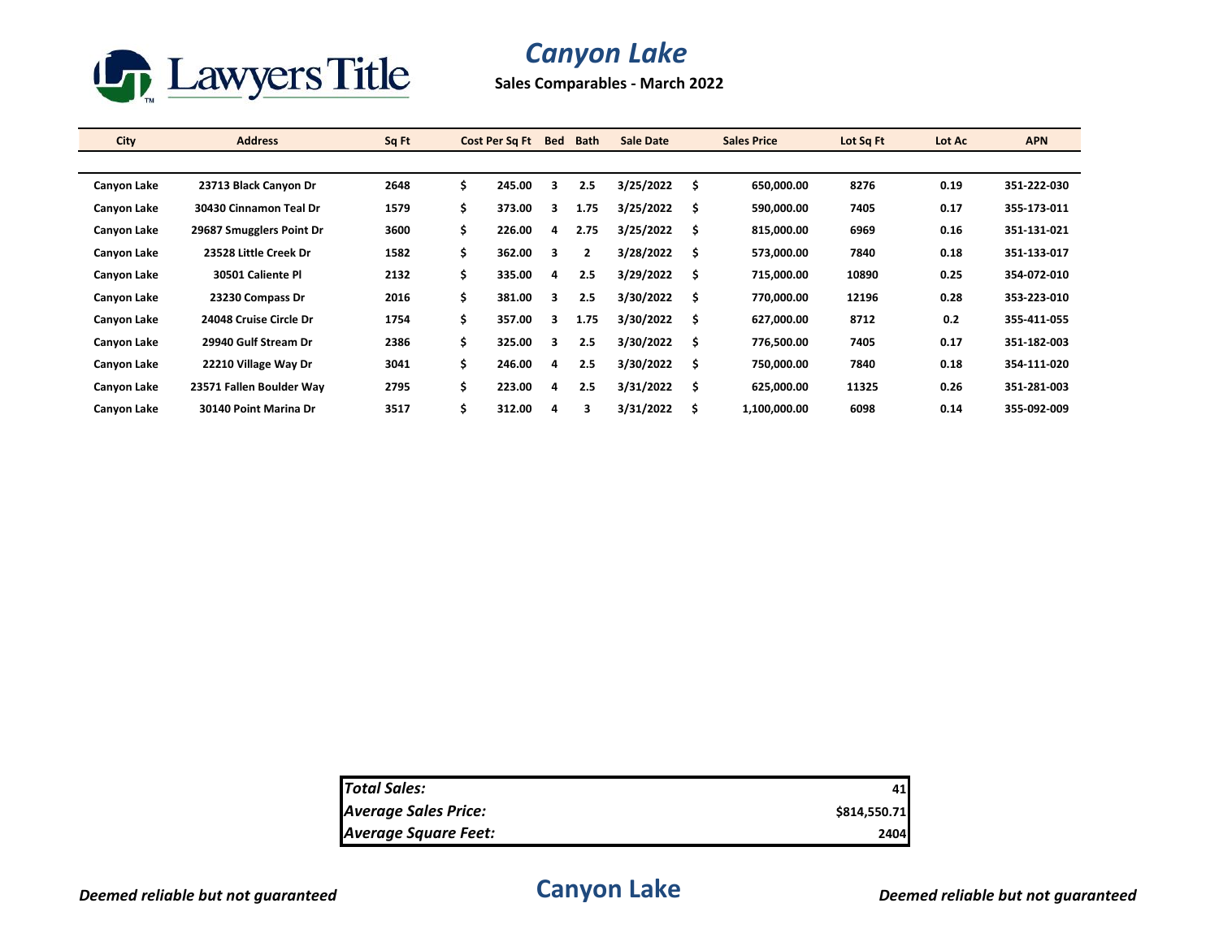Lawyers Title

# Canyon Lake

**Sales Comparables - March 2022**

| City | Address | Sq Ft | Cost Per Sq Ft | Bed | Bath | Sale Date | Sales Price | Lot Sq Ft | Lot Ac | APN |
|---|---|---|---|---|---|---|---|---|---|---|
| Canyon Lake | 23713 Black Canyon Dr | 2648 | $ 245.00 | 3 | 2.5 | 3/25/2022 | $ 650,000.00 | 8276 | 0.19 | 351-222-030 |
| Canyon Lake | 30430 Cinnamon Teal Dr | 1579 | $ 373.00 | 3 | 1.75 | 3/25/2022 | $ 590,000.00 | 7405 | 0.17 | 355-173-011 |
| Canyon Lake | 29687 Smugglers Point Dr | 3600 | $ 226.00 | 4 | 2.75 | 3/25/2022 | $ 815,000.00 | 6969 | 0.16 | 351-131-021 |
| Canyon Lake | 23528 Little Creek Dr | 1582 | $ 362.00 | 3 | 2 | 3/28/2022 | $ 573,000.00 | 7840 | 0.18 | 351-133-017 |
| Canyon Lake | 30501 Caliente Pl | 2132 | $ 335.00 | 4 | 2.5 | 3/29/2022 | $ 715,000.00 | 10890 | 0.25 | 354-072-010 |
| Canyon Lake | 23230 Compass Dr | 2016 | $ 381.00 | 3 | 2.5 | 3/30/2022 | $ 770,000.00 | 12196 | 0.28 | 353-223-010 |
| Canyon Lake | 24048 Cruise Circle Dr | 1754 | $ 357.00 | 3 | 1.75 | 3/30/2022 | $ 627,000.00 | 8712 | 0.2 | 355-411-055 |
| Canyon Lake | 29940 Gulf Stream Dr | 2386 | $ 325.00 | 3 | 2.5 | 3/30/2022 | $ 776,500.00 | 7405 | 0.17 | 351-182-003 |
| Canyon Lake | 22210 Village Way Dr | 3041 | $ 246.00 | 4 | 2.5 | 3/30/2022 | $ 750,000.00 | 7840 | 0.18 | 354-111-020 |
| Canyon Lake | 23571 Fallen Boulder Way | 2795 | $ 223.00 | 4 | 2.5 | 3/31/2022 | $ 625,000.00 | 11325 | 0.26 | 351-281-003 |
| Canyon Lake | 30140 Point Marina Dr | 3517 | $ 312.00 | 4 | 3 | 3/31/2022 | $ 1,100,000.00 | 6098 | 0.14 | 355-092-009 |

| | |
|---|---|
| *Total Sales:* | 41 |
| *Average Sales Price:* | $814,550.71 |
| *Average Square Feet:* | 2404 |

*Deemed reliable but not guaranteed*

**Canyon Lake**

*Deemed reliable but not guaranteed*